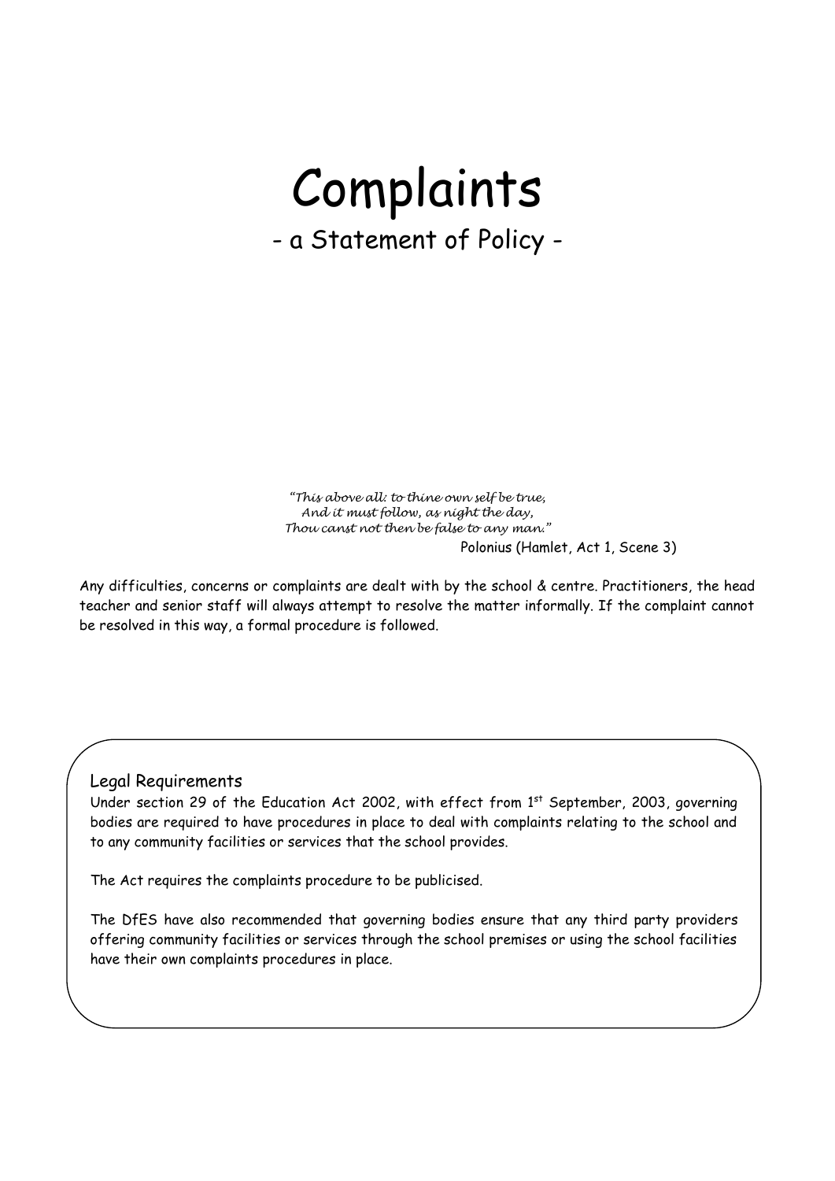# Complaints

## - a Statement of Policy -

*"This above all: to thine own self be true,*
*And it must follow, as night the day,*
*Thou canst not then be false to any man."*

Polonius (Hamlet, Act 1, Scene 3)

Any difficulties, concerns or complaints are dealt with by the school & centre. Practitioners, the head teacher and senior staff will always attempt to resolve the matter informally. If the complaint cannot be resolved in this way, a formal procedure is followed.

### Legal Requirements

Under section 29 of the Education Act 2002, with effect from 1st September, 2003, governing bodies are required to have procedures in place to deal with complaints relating to the school and to any community facilities or services that the school provides.

The Act requires the complaints procedure to be publicised.

The DfES have also recommended that governing bodies ensure that any third party providers offering community facilities or services through the school premises or using the school facilities have their own complaints procedures in place.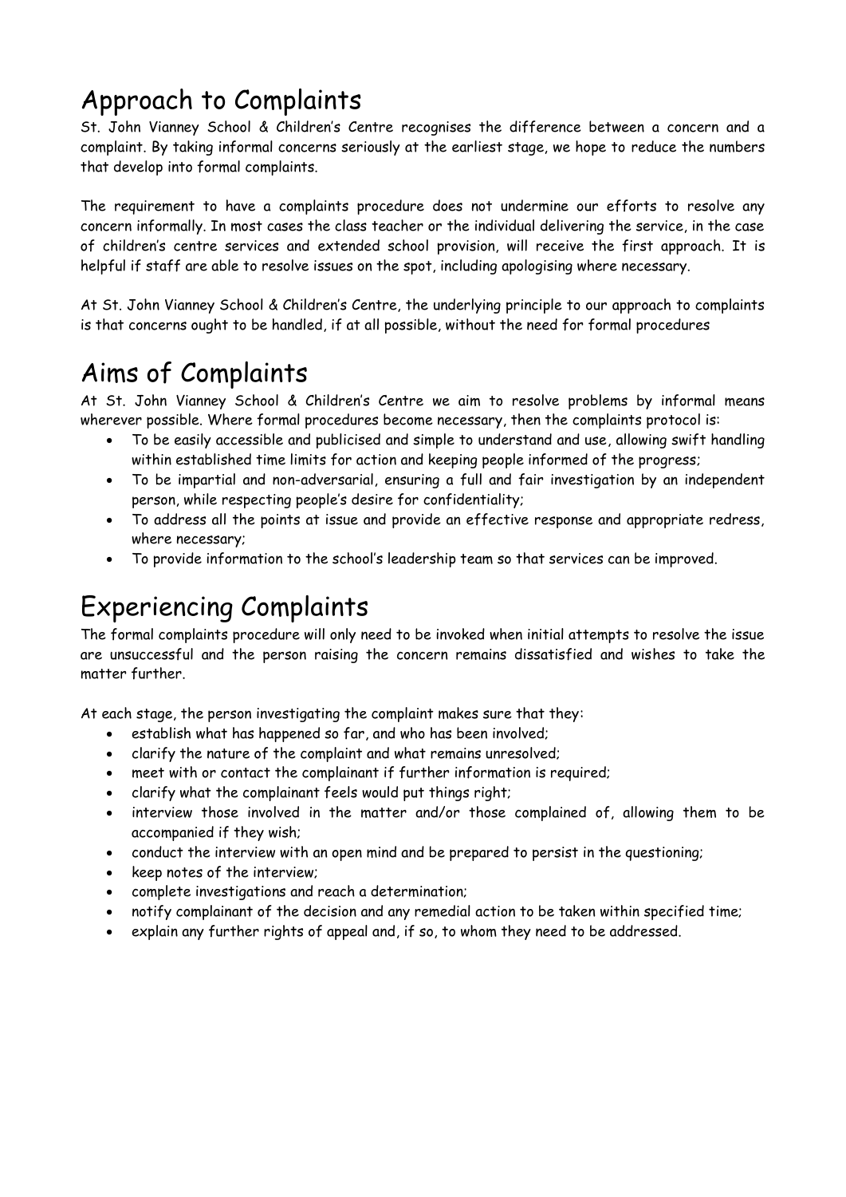# Approach to Complaints

St. John Vianney School & Children's Centre recognises the difference between a concern and a complaint. By taking informal concerns seriously at the earliest stage, we hope to reduce the numbers that develop into formal complaints.

The requirement to have a complaints procedure does not undermine our efforts to resolve any concern informally. In most cases the class teacher or the individual delivering the service, in the case of children's centre services and extended school provision, will receive the first approach. It is helpful if staff are able to resolve issues on the spot, including apologising where necessary.

At St. John Vianney School & Children's Centre, the underlying principle to our approach to complaints is that concerns ought to be handled, if at all possible, without the need for formal procedures

# Aims of Complaints

At St. John Vianney School & Children's Centre we aim to resolve problems by informal means wherever possible. Where formal procedures become necessary, then the complaints protocol is:

- To be easily accessible and publicised and simple to understand and use, allowing swift handling within established time limits for action and keeping people informed of the progress;
- To be impartial and non-adversarial, ensuring a full and fair investigation by an independent person, while respecting people's desire for confidentiality;
- To address all the points at issue and provide an effective response and appropriate redress, where necessary;
- To provide information to the school's leadership team so that services can be improved.

# Experiencing Complaints

The formal complaints procedure will only need to be invoked when initial attempts to resolve the issue are unsuccessful and the person raising the concern remains dissatisfied and wishes to take the matter further.

At each stage, the person investigating the complaint makes sure that they:

- establish what has happened so far, and who has been involved;
- clarify the nature of the complaint and what remains unresolved;
- meet with or contact the complainant if further information is required;
- clarify what the complainant feels would put things right;
- interview those involved in the matter and/or those complained of, allowing them to be accompanied if they wish;
- conduct the interview with an open mind and be prepared to persist in the questioning;
- keep notes of the interview;
- complete investigations and reach a determination;
- notify complainant of the decision and any remedial action to be taken within specified time;
- explain any further rights of appeal and, if so, to whom they need to be addressed.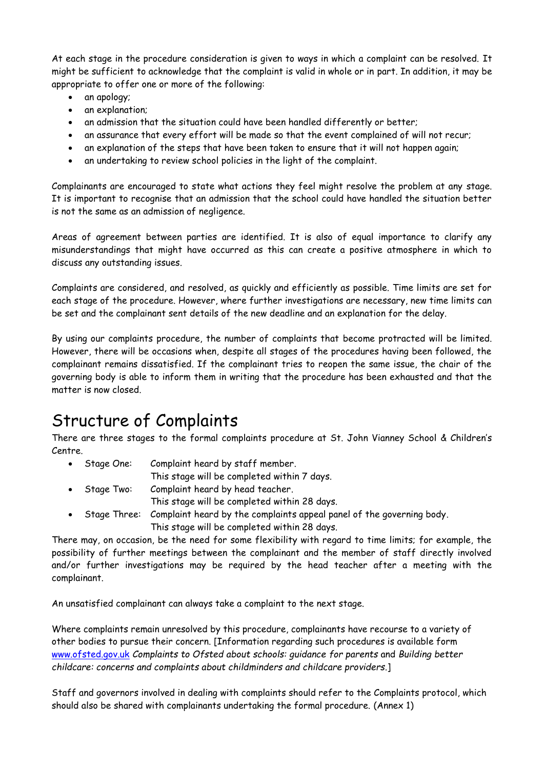At each stage in the procedure consideration is given to ways in which a complaint can be resolved. It might be sufficient to acknowledge that the complaint is valid in whole or in part. In addition, it may be appropriate to offer one or more of the following:

- an apology;
- an explanation;
- an admission that the situation could have been handled differently or better;
- an assurance that every effort will be made so that the event complained of will not recur;
- an explanation of the steps that have been taken to ensure that it will not happen again;
- an undertaking to review school policies in the light of the complaint.

Complainants are encouraged to state what actions they feel might resolve the problem at any stage. It is important to recognise that an admission that the school could have handled the situation better is not the same as an admission of negligence.

Areas of agreement between parties are identified. It is also of equal importance to clarify any misunderstandings that might have occurred as this can create a positive atmosphere in which to discuss any outstanding issues.

Complaints are considered, and resolved, as quickly and efficiently as possible. Time limits are set for each stage of the procedure. However, where further investigations are necessary, new time limits can be set and the complainant sent details of the new deadline and an explanation for the delay.

By using our complaints procedure, the number of complaints that become protracted will be limited. However, there will be occasions when, despite all stages of the procedures having been followed, the complainant remains dissatisfied. If the complainant tries to reopen the same issue, the chair of the governing body is able to inform them in writing that the procedure has been exhausted and that the matter is now closed.

# Structure of Complaints

There are three stages to the formal complaints procedure at St. John Vianney School & Children's Centre.

- Stage One: Complaint heard by staff member.
  This stage will be completed within 7 days.
- Stage Two: Complaint heard by head teacher.
  This stage will be completed within 28 days.
- Stage Three: Complaint heard by the complaints appeal panel of the governing body.
  This stage will be completed within 28 days.

There may, on occasion, be the need for some flexibility with regard to time limits; for example, the possibility of further meetings between the complainant and the member of staff directly involved and/or further investigations may be required by the head teacher after a meeting with the complainant.

An unsatisfied complainant can always take a complaint to the next stage.

Where complaints remain unresolved by this procedure, complainants have recourse to a variety of other bodies to pursue their concern. [Information regarding such procedures is available form www.ofsted.gov.uk *Complaints to Ofsted about schools: guidance for parents* and *Building better childcare: concerns and complaints about childminders and childcare providers*.]

Staff and governors involved in dealing with complaints should refer to the Complaints protocol, which should also be shared with complainants undertaking the formal procedure. (Annex 1)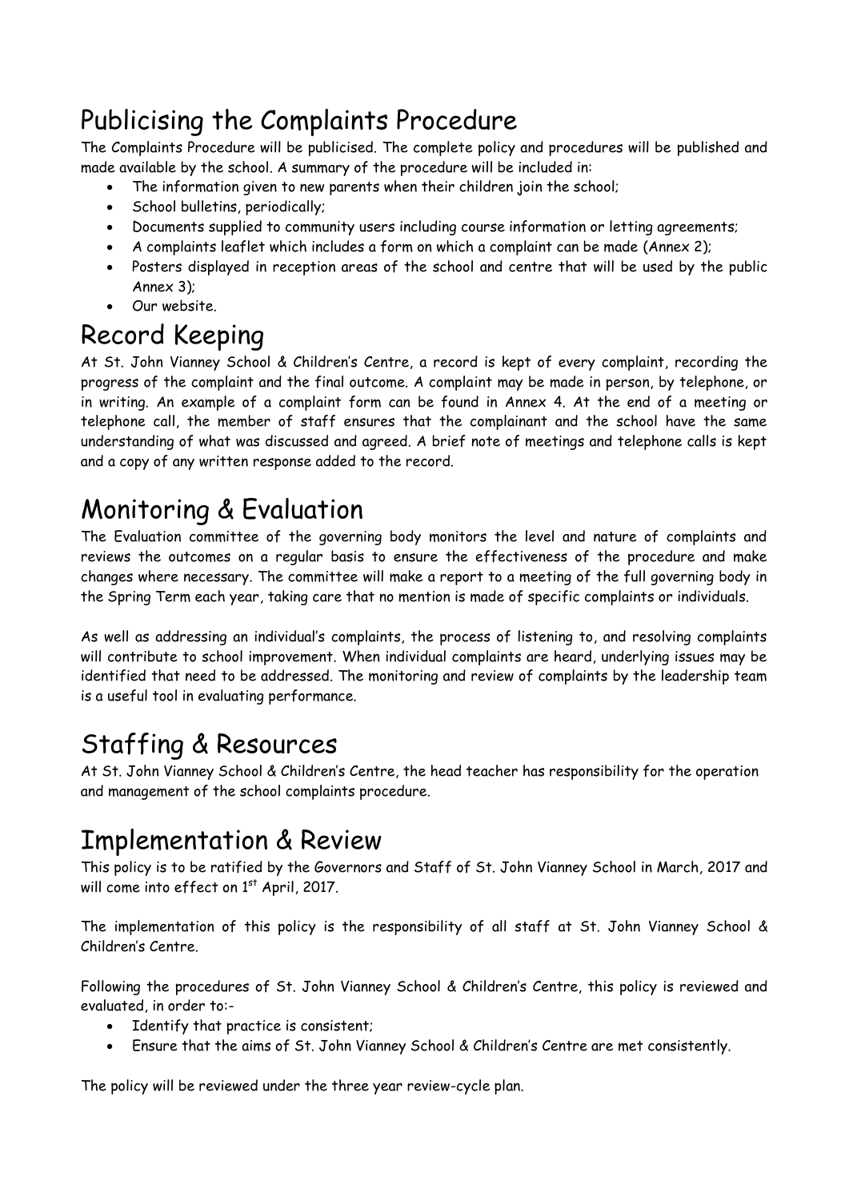# Publicising the Complaints Procedure

The Complaints Procedure will be publicised. The complete policy and procedures will be published and made available by the school. A summary of the procedure will be included in:

- The information given to new parents when their children join the school;
- School bulletins, periodically;
- Documents supplied to community users including course information or letting agreements;
- A complaints leaflet which includes a form on which a complaint can be made (Annex 2);
- Posters displayed in reception areas of the school and centre that will be used by the public Annex 3);
- Our website.

# Record Keeping

At St. John Vianney School & Children's Centre, a record is kept of every complaint, recording the progress of the complaint and the final outcome. A complaint may be made in person, by telephone, or in writing. An example of a complaint form can be found in Annex 4. At the end of a meeting or telephone call, the member of staff ensures that the complainant and the school have the same understanding of what was discussed and agreed. A brief note of meetings and telephone calls is kept and a copy of any written response added to the record.

# Monitoring & Evaluation

The Evaluation committee of the governing body monitors the level and nature of complaints and reviews the outcomes on a regular basis to ensure the effectiveness of the procedure and make changes where necessary. The committee will make a report to a meeting of the full governing body in the Spring Term each year, taking care that no mention is made of specific complaints or individuals.

As well as addressing an individual's complaints, the process of listening to, and resolving complaints will contribute to school improvement. When individual complaints are heard, underlying issues may be identified that need to be addressed. The monitoring and review of complaints by the leadership team is a useful tool in evaluating performance.

# Staffing & Resources

At St. John Vianney School & Children's Centre, the head teacher has responsibility for the operation and management of the school complaints procedure.

# Implementation & Review

This policy is to be ratified by the Governors and Staff of St. John Vianney School in March, 2017 and will come into effect on 1st April, 2017.

The implementation of this policy is the responsibility of all staff at St. John Vianney School & Children's Centre.

Following the procedures of St. John Vianney School & Children's Centre, this policy is reviewed and evaluated, in order to:-

- Identify that practice is consistent;
- Ensure that the aims of St. John Vianney School & Children's Centre are met consistently.

The policy will be reviewed under the three year review-cycle plan.